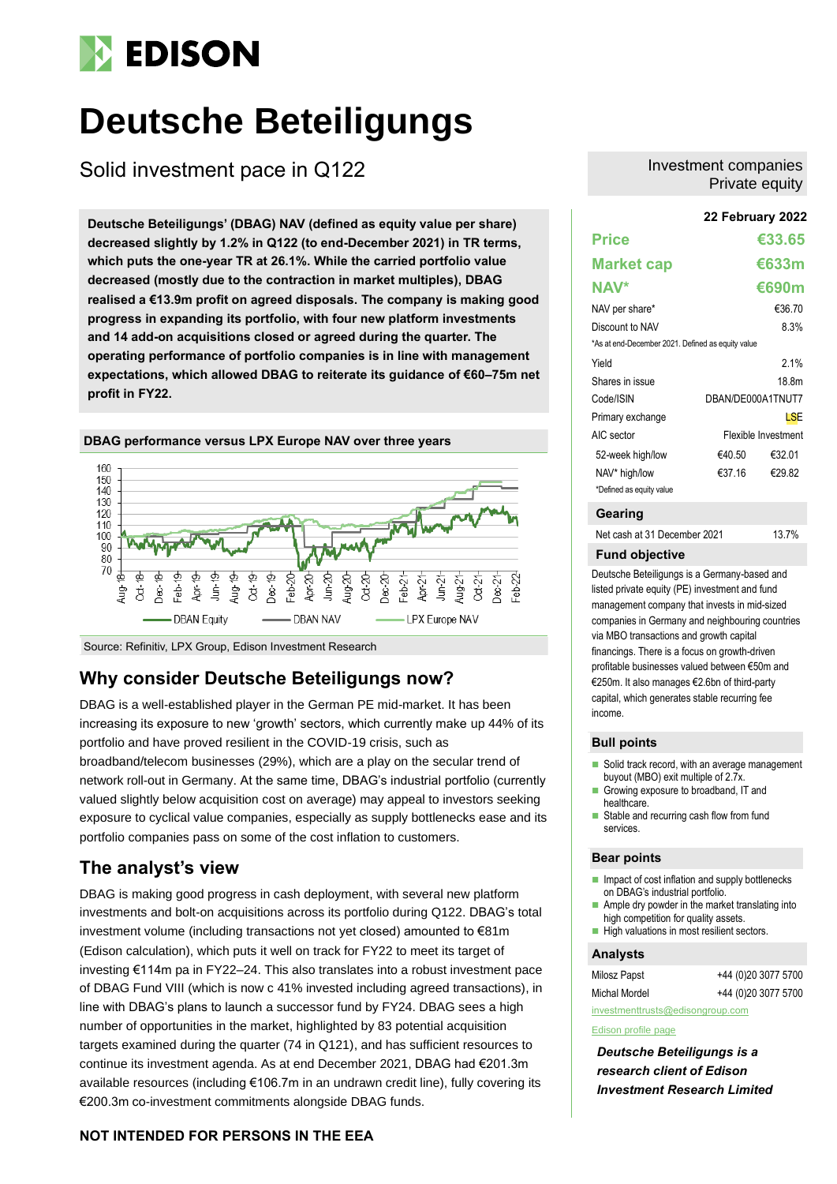# EDISON

# Deutsche Beteiligungs

## Solid investment pace in Q122

Investment companies
Private equity

**Deutsche Beteiligungs' (DBAG) NAV (defined as equity value per share) decreased slightly by 1.2% in Q122 (to end-December 2021) in TR terms, which puts the one-year TR at 26.1%. While the carried portfolio value decreased (mostly due to the contraction in market multiples), DBAG realised a €13.9m profit on agreed disposals. The company is making good progress in expanding its portfolio, with four new platform investments and 14 add-on acquisitions closed or agreed during the quarter. The operating performance of portfolio companies is in line with management expectations, which allowed DBAG to reiterate its guidance of €60–75m net profit in FY22.**

**22 February 2022**

| | | |
|---|---|---|
| **Price** | | **€33.65** |
| **Market cap** | | **€633m** |
| **NAV*** | | **€690m** |
| NAV per share* | | €36.70 |
| Discount to NAV | | 8.3% |

*As at end-December 2021. Defined as equity value

| | | |
|---|---|---|
| Yield | | 2.1% |
| Shares in issue | | 18.8m |
| Code/ISIN | | DBAN/DE000A1TNUT7 |
| Primary exchange | | LSE |
| AIC sector | | Flexible Investment |
| 52-week high/low | €40.50 | €32.01 |
| NAV* high/low | €37.16 | €29.82 |

*Defined as equity value

### Gearing

| | |
|---|---|
| Net cash at 31 December 2021 | 13.7% |

### Fund objective

Deutsche Beteiligungs is a Germany-based and listed private equity (PE) investment and fund management company that invests in mid-sized companies in Germany and neighbouring countries via MBO transactions and growth capital financings. There is a focus on growth-driven profitable businesses valued between €50m and €250m. It also manages €2.6bn of third-party capital, which generates stable recurring fee income.

### Bull points

- Solid track record, with an average management buyout (MBO) exit multiple of 2.7x.
- Growing exposure to broadband, IT and healthcare.
- Stable and recurring cash flow from fund services.

### Bear points

- Impact of cost inflation and supply bottlenecks on DBAG's industrial portfolio.
- Ample dry powder in the market translating into high competition for quality assets.
- High valuations in most resilient sectors.

### Analysts

| | |
|---|---|
| Milosz Papst | +44 (0)20 3077 5700 |
| Michal Mordel | +44 (0)20 3077 5700 |

investmenttrusts@edisongroup.com

Edison profile page

***Deutsche Beteiligungs is a research client of Edison Investment Limited***

**DBAG performance versus LPX Europe NAV over three years**

Source: Refinitiv, LPX Group, Edison Investment Research

## Why consider Deutsche Beteiligungs now?

DBAG is a well-established player in the German PE mid-market. It has been increasing its exposure to new 'growth' sectors, which currently make up 44% of its portfolio and have proved resilient in the COVID-19 crisis, such as broadband/telecom businesses (29%), which are a play on the secular trend of network roll-out in Germany. At the same time, DBAG's industrial portfolio (currently valued slightly below acquisition cost on average) may appeal to investors seeking exposure to cyclical value companies, especially as supply bottlenecks ease and its portfolio companies pass on some of the cost inflation to customers.

## The analyst's view

DBAG is making good progress in cash deployment, with several new platform investments and bolt-on acquisitions across its portfolio during Q122. DBAG's total investment volume (including transactions not yet closed) amounted to €81m (Edison calculation), which puts it well on track for FY22 to meet its target of investing €114m pa in FY22–24. This also translates into a robust investment pace of DBAG Fund VIII (which is now c 41% invested including agreed transactions), in line with DBAG's plans to launch a successor fund by FY24. DBAG sees a high number of opportunities in the market, highlighted by 83 potential acquisition targets examined during the quarter (74 in Q121), and has sufficient resources to continue its investment agenda. As at end December 2021, DBAG had €201.3m available resources (including €106.7m in an undrawn credit line), fully covering its €200.3m co-investment commitments alongside DBAG funds.

**NOT INTENDED FOR PERSONS IN THE EEA**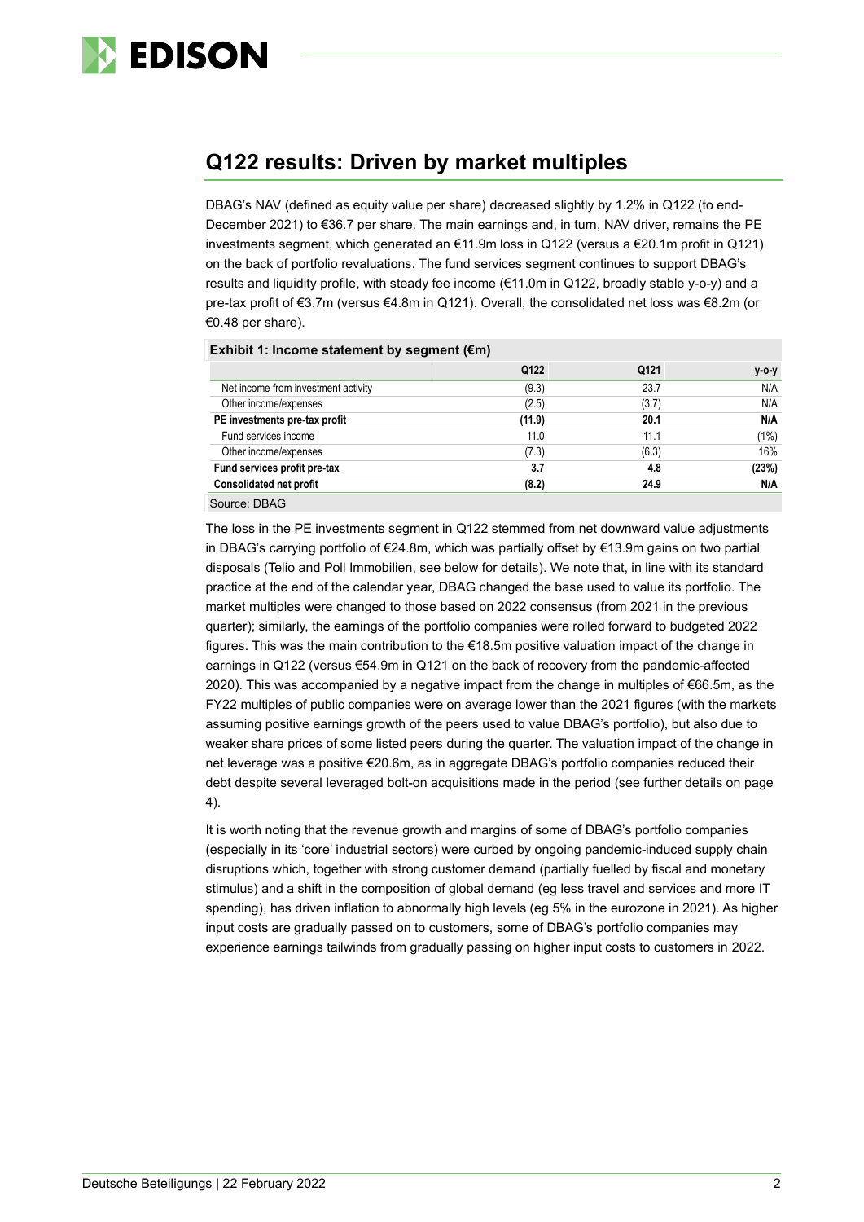## Q122 results: Driven by market multiples

DBAG's NAV (defined as equity value per share) decreased slightly by 1.2% in Q122 (to end-December 2021) to €36.7 per share. The main earnings and, in turn, NAV driver, remains the PE investments segment, which generated an €11.9m loss in Q122 (versus a €20.1m profit in Q121) on the back of portfolio revaluations. The fund services segment continues to support DBAG's results and liquidity profile, with steady fee income (€11.0m in Q122, broadly stable y-o-y) and a pre-tax profit of €3.7m (versus €4.8m in Q121). Overall, the consolidated net loss was €8.2m (or €0.48 per share).

**Exhibit 1: Income statement by segment (€m)**

| | Q122 | Q121 | y-o-y |
|---|---|---|---|
| Net income from investment activity | (9.3) | 23.7 | N/A |
| Other income/expenses | (2.5) | (3.7) | N/A |
| **PE investments pre-tax profit** | **(11.9)** | **20.1** | **N/A** |
| Fund services income | 11.0 | 11.1 | (1%) |
| Other income/expenses | (7.3) | (6.3) | 16% |
| **Fund services profit pre-tax** | **3.7** | **4.8** | **(23%)** |
| **Consolidated net profit** | **(8.2)** | **24.9** | **N/A** |

Source: DBAG

The loss in the PE investments segment in Q122 stemmed from net downward value adjustments in DBAG's carrying portfolio of €24.8m, which was partially offset by €13.9m gains on two partial disposals (Telio and Poll Immobilien, see below for details). We note that, in line with its standard practice at the end of the calendar year, DBAG changed the base used to value its portfolio. The market multiples were changed to those based on 2022 consensus (from 2021 in the previous quarter); similarly, the earnings of the portfolio companies were rolled forward to budgeted 2022 figures. This was the main contribution to the €18.5m positive valuation impact of the change in earnings in Q122 (versus €54.9m in Q121 on the back of recovery from the pandemic-affected 2020). This was accompanied by a negative impact from the change in multiples of €66.5m, as the FY22 multiples of public companies were on average lower than the 2021 figures (with the markets assuming positive earnings growth of the peers used to value DBAG's portfolio), but also due to weaker share prices of some listed peers during the quarter. The valuation impact of the change in net leverage was a positive €20.6m, as in aggregate DBAG's portfolio companies reduced their debt despite several leveraged bolt-on acquisitions made in the period (see further details on page 4).

It is worth noting that the revenue growth and margins of some of DBAG's portfolio companies (especially in its 'core' industrial sectors) were curbed by ongoing pandemic-induced supply chain disruptions which, together with strong customer demand (partially fuelled by fiscal and monetary stimulus) and a shift in the composition of global demand (eg less travel and services and more IT spending), has driven inflation to abnormally high levels (eg 5% in the eurozone in 2021). As higher input costs are gradually passed on to customers, some of DBAG's portfolio companies may experience earnings tailwinds from gradually passing on higher input costs to customers in 2022.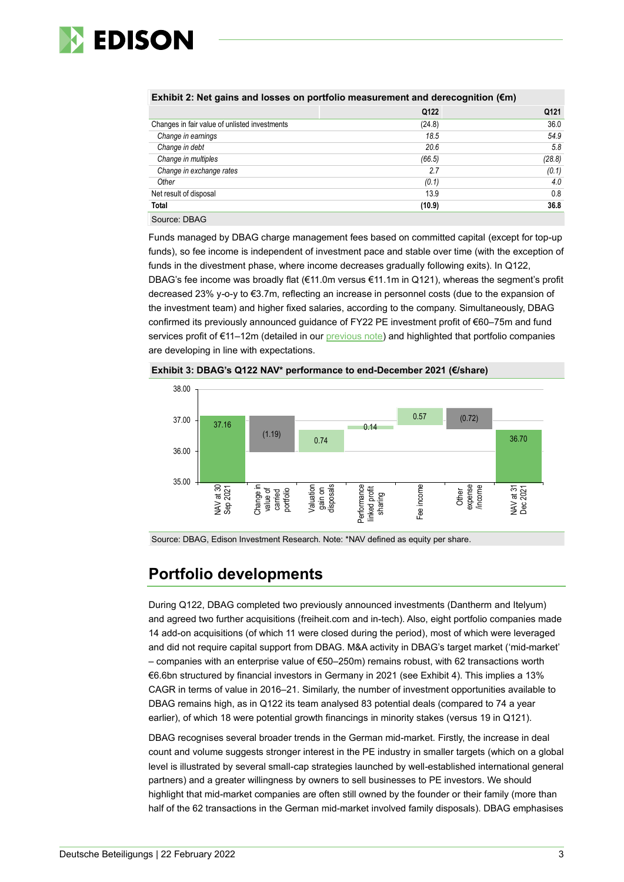**Exhibit 2: Net gains and losses on portfolio measurement and derecognition (€m)**

| | Q122 | Q121 |
|---|---|---|
| Changes in fair value of unlisted investments | (24.8) | 36.0 |
| *Change in earnings* | *18.5* | *54.9* |
| *Change in debt* | *20.6* | *5.8* |
| *Change in multiples* | *(66.5)* | *(28.8)* |
| *Change in exchange rates* | *2.7* | *(0.1)* |
| *Other* | *(0.1)* | *4.0* |
| Net result of disposal | 13.9 | 0.8 |
| **Total** | **(10.9)** | **36.8** |

Source: DBAG

Funds managed by DBAG charge management fees based on committed capital (except for top-up funds), so fee income is independent of investment pace and stable over time (with the exception of funds in the divestment phase, where income decreases gradually following exits). In Q122, DBAG's fee income was broadly flat (€11.0m versus €11.1m in Q121), whereas the segment's profit decreased 23% y-o-y to €3.7m, reflecting an increase in personnel costs (due to the expansion of the investment team) and higher fixed salaries, according to the company. Simultaneously, DBAG confirmed its previously announced guidance of FY22 PE investment profit of €60–75m and fund services profit of €11–12m (detailed in our previous note) and highlighted that portfolio companies are developing in line with expectations.

**Exhibit 3: DBAG's Q122 NAV\* performance to end-December 2021 (€/share)**

| NAV at 30 Sep 2021 | Change in value of carried portfolio | Valuation gain on disposals | Performance linked profit sharing | Fee income | Other expense /income | NAV at 31 Dec 2021 |
|---|---|---|---|---|---|---|
| 37.16 | (1.19) | 0.74 | 0.14 | 0.57 | (0.72) | 36.70 |

Source: DBAG, Edison Investment Research. Note: \*NAV defined as equity per share.

## Portfolio developments

During Q122, DBAG completed two previously announced investments (Dantherm and Itelyum) and agreed two further acquisitions (freiheit.com and in-tech). Also, eight portfolio companies made 14 add-on acquisitions (of which 11 were closed during the period), most of which were leveraged and did not require capital support from DBAG. M&A activity in DBAG's target market ('mid-market' – companies with an enterprise value of €50–250m) remains robust, with 62 transactions worth €6.6bn structured by financial investors in Germany in 2021 (see Exhibit 4). This implies a 13% CAGR in terms of value in 2016–21. Similarly, the number of investment opportunities available to DBAG remains high, as in Q122 its team analysed 83 potential deals (compared to 74 a year earlier), of which 18 were potential growth financings in minority stakes (versus 19 in Q121).

DBAG recognises several broader trends in the German mid-market. Firstly, the increase in deal count and volume suggests stronger interest in the PE industry in smaller targets (which on a global level is illustrated by several small-cap strategies launched by well-established international general partners) and a greater willingness by owners to sell businesses to PE investors. We should highlight that mid-market companies are often still owned by the founder or their family (more than half of the 62 transactions in the German mid-market involved family disposals). DBAG emphasises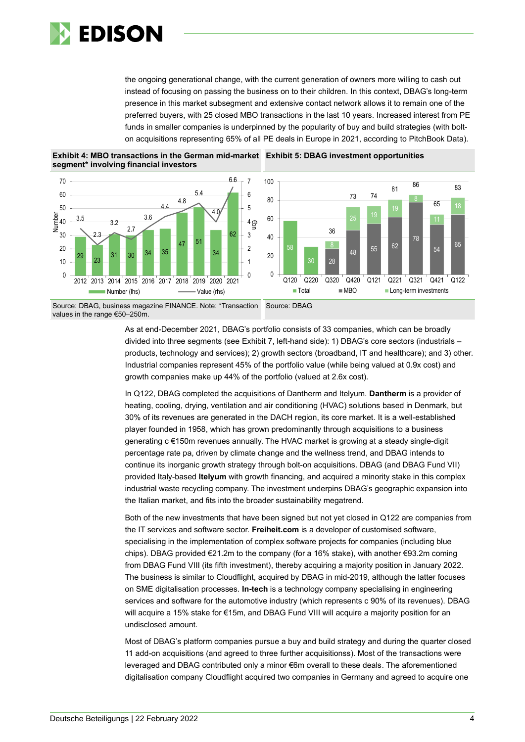the ongoing generational change, with the current generation of owners more willing to cash out instead of focusing on passing the business on to their children. In this context, DBAG's long-term presence in this market subsegment and extensive contact network allows it to remain one of the preferred buyers, with 25 closed MBO transactions in the last 10 years. Increased interest from PE funds in smaller companies is underpinned by the popularity of buy and build strategies (with bolt-on acquisitions representing 65% of all PE deals in Europe in 2021, according to PitchBook Data).

**Exhibit 4: MBO transactions in the German mid-market segment* involving financial investors**

| Year | Number (lhs) | Value (rhs, €bn) |
|---|---|---|
| 2012 | 29 | 3.5 |
| 2013 | 23 | 2.3 |
| 2014 | 31 | 3.2 |
| 2015 | 30 | 2.7 |
| 2016 | 34 | 3.6 |
| 2017 | 35 | 4.4 |
| 2018 | 47 | 4.8 |
| 2019 | 51 | 5.4 |
| 2020 | 34 | 4.0 |
| 2021 | 62 | 6.6 |

Source: DBAG, business magazine FINANCE. Note: *Transaction values in the range €50–250m.

**Exhibit 5: DBAG investment opportunities**

| Quarter | Total | MBO | Long-term investments |
|---|---|---|---|
| Q120 | 58 | | |
| Q220 | 30 | | |
| Q320 | 36 | 28 | 8 |
| Q420 | 73 | 48 | 25 |
| Q121 | 74 | 55 | 19 |
| Q221 | 81 | 62 | 19 |
| Q321 | 86 | 78 | 8 |
| Q421 | 65 | 54 | 11 |
| Q122 | 83 | 65 | 18 |

Source: DBAG

As at end-December 2021, DBAG's portfolio consists of 33 companies, which can be broadly divided into three segments (see Exhibit 7, left-hand side): 1) DBAG's core sectors (industrials – products, technology and services); 2) growth sectors (broadband, IT and healthcare); and 3) other. Industrial companies represent 45% of the portfolio value (while being valued at 0.9x cost) and growth companies make up 44% of the portfolio (valued at 2.6x cost).

In Q122, DBAG completed the acquisitions of Dantherm and Itelyum. **Dantherm** is a provider of heating, cooling, drying, ventilation and air conditioning (HVAC) solutions based in Denmark, but 30% of its revenues are generated in the DACH region, its core market. It is a well-established player founded in 1958, which has grown predominantly through acquisitions to a business generating c €150m revenues annually. The HVAC market is growing at a steady single-digit percentage rate pa, driven by climate change and the wellness trend, and DBAG intends to continue its inorganic growth strategy through bolt-on acquisitions. DBAG (and DBAG Fund VII) provided Italy-based **Itelyum** with growth financing, and acquired a minority stake in this complex industrial waste recycling company. The investment underpins DBAG's geographic expansion into the Italian market, and fits into the broader sustainability megatrend.

Both of the new investments that have been signed but not yet closed in Q122 are companies from the IT services and software sector. **Freiheit.com** is a developer of customised software, specialising in the implementation of complex software projects for companies (including blue chips). DBAG provided €21.2m to the company (for a 16% stake), with another €93.2m coming from DBAG Fund VIII (its fifth investment), thereby acquiring a majority position in January 2022. The business is similar to Cloudflight, acquired by DBAG in mid-2019, although the latter focuses on SME digitalisation processes. **In-tech** is a technology company specialising in engineering services and software for the automotive industry (which represents c 90% of its revenues). DBAG will acquire a 15% stake for €15m, and DBAG Fund VIII will acquire a majority position for an undisclosed amount.

Most of DBAG's platform companies pursue a buy and build strategy and during the quarter closed 11 add-on acquisitions (and agreed to three further acquisitionss). Most of the transactions were leveraged and DBAG contributed only a minor €6m overall to these deals. The aforementioned digitalisation company Cloudflight acquired two companies in Germany and agreed to acquire one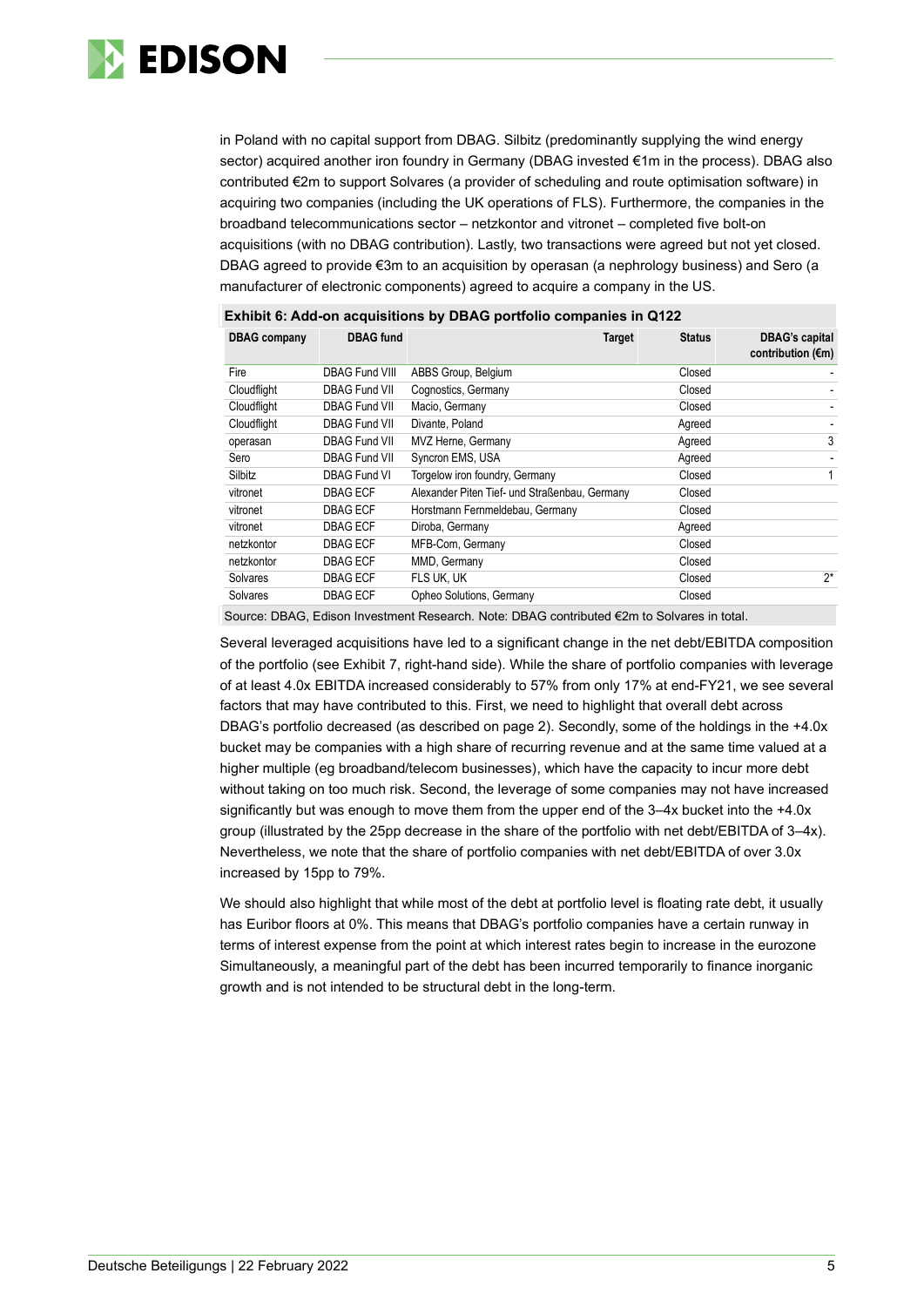in Poland with no capital support from DBAG. Silbitz (predominantly supplying the wind energy sector) acquired another iron foundry in Germany (DBAG invested €1m in the process). DBAG also contributed €2m to support Solvares (a provider of scheduling and route optimisation software) in acquiring two companies (including the UK operations of FLS). Furthermore, the companies in the broadband telecommunications sector – netzkontor and vitronet – completed five bolt-on acquisitions (with no DBAG contribution). Lastly, two transactions were agreed but not yet closed. DBAG agreed to provide €3m to an acquisition by operasan (a nephrology business) and Sero (a manufacturer of electronic components) agreed to acquire a company in the US.

**Exhibit 6: Add-on acquisitions by DBAG portfolio companies in Q122**

| DBAG company | DBAG fund | Target | Status | DBAG's capital contribution (€m) |
|---|---|---|---|---|
| Fire | DBAG Fund VIII | ABBS Group, Belgium | Closed | - |
| Cloudflight | DBAG Fund VII | Cognostics, Germany | Closed | - |
| Cloudflight | DBAG Fund VII | Macio, Germany | Closed | - |
| Cloudflight | DBAG Fund VII | Divante, Poland | Agreed | - |
| operasan | DBAG Fund VII | MVZ Herne, Germany | Agreed | 3 |
| Sero | DBAG Fund VII | Syncron EMS, USA | Agreed | - |
| Silbitz | DBAG Fund VI | Torgelow iron foundry, Germany | Closed | 1 |
| vitronet | DBAG ECF | Alexander Piten Tief- und Straßenbau, Germany | Closed | |
| vitronet | DBAG ECF | Horstmann Fernmeldebau, Germany | Closed | |
| vitronet | DBAG ECF | Diroba, Germany | Agreed | |
| netzkontor | DBAG ECF | MFB-Com, Germany | Closed | |
| netzkontor | DBAG ECF | MMD, Germany | Closed | |
| Solvares | DBAG ECF | FLS UK, UK | Closed | 2* |
| Solvares | DBAG ECF | Opheo Solutions, Germany | Closed | |

Source: DBAG, Edison Investment Research. Note: DBAG contributed €2m to Solvares in total.

Several leveraged acquisitions have led to a significant change in the net debt/EBITDA composition of the portfolio (see Exhibit 7, right-hand side). While the share of portfolio companies with leverage of at least 4.0x EBITDA increased considerably to 57% from only 17% at end-FY21, we see several factors that may have contributed to this. First, we need to highlight that overall debt across DBAG's portfolio decreased (as described on page 2). Secondly, some of the holdings in the +4.0x bucket may be companies with a high share of recurring revenue and at the same time valued at a higher multiple (eg broadband/telecom businesses), which have the capacity to incur more debt without taking on too much risk. Second, the leverage of some companies may not have increased significantly but was enough to move them from the upper end of the 3–4x bucket into the +4.0x group (illustrated by the 25pp decrease in the share of the portfolio with net debt/EBITDA of 3–4x). Nevertheless, we note that the share of portfolio companies with net debt/EBITDA of over 3.0x increased by 15pp to 79%.

We should also highlight that while most of the debt at portfolio level is floating rate debt, it usually has Euribor floors at 0%. This means that DBAG's portfolio companies have a certain runway in terms of interest expense from the point at which interest rates begin to increase in the eurozone Simultaneously, a meaningful part of the debt has been incurred temporarily to finance inorganic growth and is not intended to be structural debt in the long-term.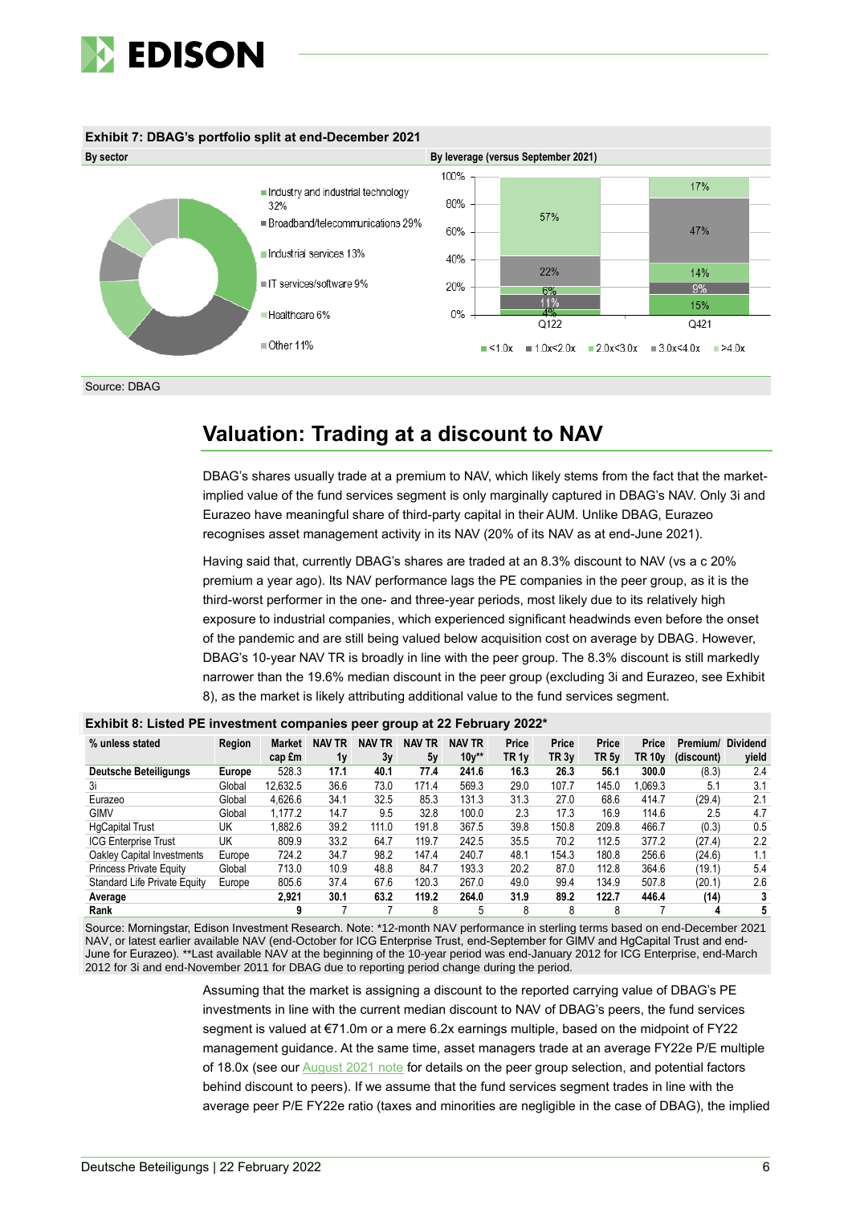**Exhibit 7: DBAG's portfolio split at end-December 2021**

**By sector**

- Industry and industrial technology 32%
- Broadband/telecommunications 29%
- Industrial services 13%
- IT services/software 9%
- Healthcare 6%
- Other 11%

**By leverage (versus September 2021)**

| | <1.0x | 1.0x<2.0x | 2.0x<3.0x | 3.0x<4.0x | >4.0x |
|---|---|---|---|---|---|
| Q122 | 4% | 11% | 6% | 22% | 57% |
| Q421 | 15% | 9% | 14% | 47% | 17% |

Source: DBAG

## Valuation: Trading at a discount to NAV

DBAG's shares usually trade at a premium to NAV, which likely stems from the fact that the market-implied value of the fund services segment is only marginally captured in DBAG's NAV. Only 3i and Eurazeo have meaningful share of third-party capital in their AUM. Unlike DBAG, Eurazeo recognises asset management activity in its NAV (20% of its NAV as at end-June 2021).

Having said that, currently DBAG's shares are traded at an 8.3% discount to NAV (vs a c 20% premium a year ago). Its NAV performance lags the PE companies in the peer group, as it is the third-worst performer in the one- and three-year periods, most likely due to its relatively high exposure to industrial companies, which experienced significant headwinds even before the onset of the pandemic and are still being valued below acquisition cost on average by DBAG. However, DBAG's 10-year NAV TR is broadly in line with the peer group. The 8.3% discount is still markedly narrower than the 19.6% median discount in the peer group (excluding 3i and Eurazeo, see Exhibit 8), as the market is likely attributing additional value to the fund services segment.

**Exhibit 8: Listed PE investment companies peer group at 22 February 2022***

| % unless stated | Region | Market cap £m | NAV TR 1y | NAV TR 3y | NAV TR 5y | NAV TR 10y** | Price TR 1y | Price TR 3y | Price TR 5y | Price TR 10y | Premium/ (discount) | Dividend yield |
|---|---|---|---|---|---|---|---|---|---|---|---|---|
| **Deutsche Beteiligungs** | **Europe** | **528.3** | **17.1** | **40.1** | **77.4** | **241.6** | **16.3** | **26.3** | **56.1** | **300.0** | **(8.3)** | **2.4** |
| 3i | Global | 12,632.5 | 36.6 | 73.0 | 171.4 | 569.3 | 29.0 | 107.7 | 145.0 | 1,069.3 | 5.1 | 3.1 |
| Eurazeo | Global | 4,626.6 | 34.1 | 32.5 | 85.3 | 131.3 | 31.3 | 27.0 | 68.6 | 414.7 | (29.4) | 2.1 |
| GIMV | Global | 1,177.2 | 14.7 | 9.5 | 32.8 | 100.0 | 2.3 | 17.3 | 16.9 | 114.6 | 2.5 | 4.7 |
| HgCapital Trust | UK | 1,882.6 | 39.2 | 111.0 | 191.8 | 367.5 | 39.8 | 150.8 | 209.8 | 466.7 | (0.3) | 0.5 |
| ICG Enterprise Trust | UK | 809.9 | 33.2 | 64.7 | 119.7 | 242.5 | 35.5 | 70.2 | 112.5 | 377.2 | (27.4) | 2.2 |
| Oakley Capital Investments | Europe | 724.2 | 34.7 | 98.2 | 147.4 | 240.7 | 48.1 | 154.3 | 180.8 | 256.6 | (24.6) | 1.1 |
| Princess Private Equity | Global | 713.0 | 10.9 | 48.8 | 84.7 | 193.3 | 20.2 | 87.0 | 112.8 | 364.6 | (19.1) | 5.4 |
| Standard Life Private Equity | Europe | 805.6 | 37.4 | 67.6 | 120.3 | 267.0 | 49.0 | 99.4 | 134.9 | 507.8 | (20.1) | 2.6 |
| **Average** | | **2,921** | **30.1** | **63.2** | **119.2** | **264.0** | **31.9** | **89.2** | **122.7** | **446.4** | **(14)** | **3** |
| **Rank** | | **9** | 7 | 7 | 8 | 5 | 8 | 8 | 8 | 7 | **4** | **5** |

Source: Morningstar, Edison Investment Research. Note: *12-month NAV performance in sterling terms based on end-December 2021 NAV, or latest earlier available NAV (end-October for ICG Enterprise Trust, end-September for GIMV and HgCapital Trust and end-June for Eurazeo). **Last available NAV at the beginning of the 10-year period was end-January 2012 for ICG Enterprise, end-March 2012 for 3i and end-November 2011 for DBAG due to reporting period change during the period.

Assuming that the market is assigning a discount to the reported carrying value of DBAG's PE investments in line with the current median discount to NAV of DBAG's peers, the fund services segment is valued at €71.0m or a mere 6.2x earnings multiple, based on the midpoint of FY22 management guidance. At the same time, asset managers trade at an average FY22e P/E multiple of 18.0x (see our August 2021 note for details on the peer group selection, and potential factors behind discount to peers). If we assume that the fund services segment trades in line with the average peer P/E FY22e ratio (taxes and minorities are negligible in the case of DBAG), the implied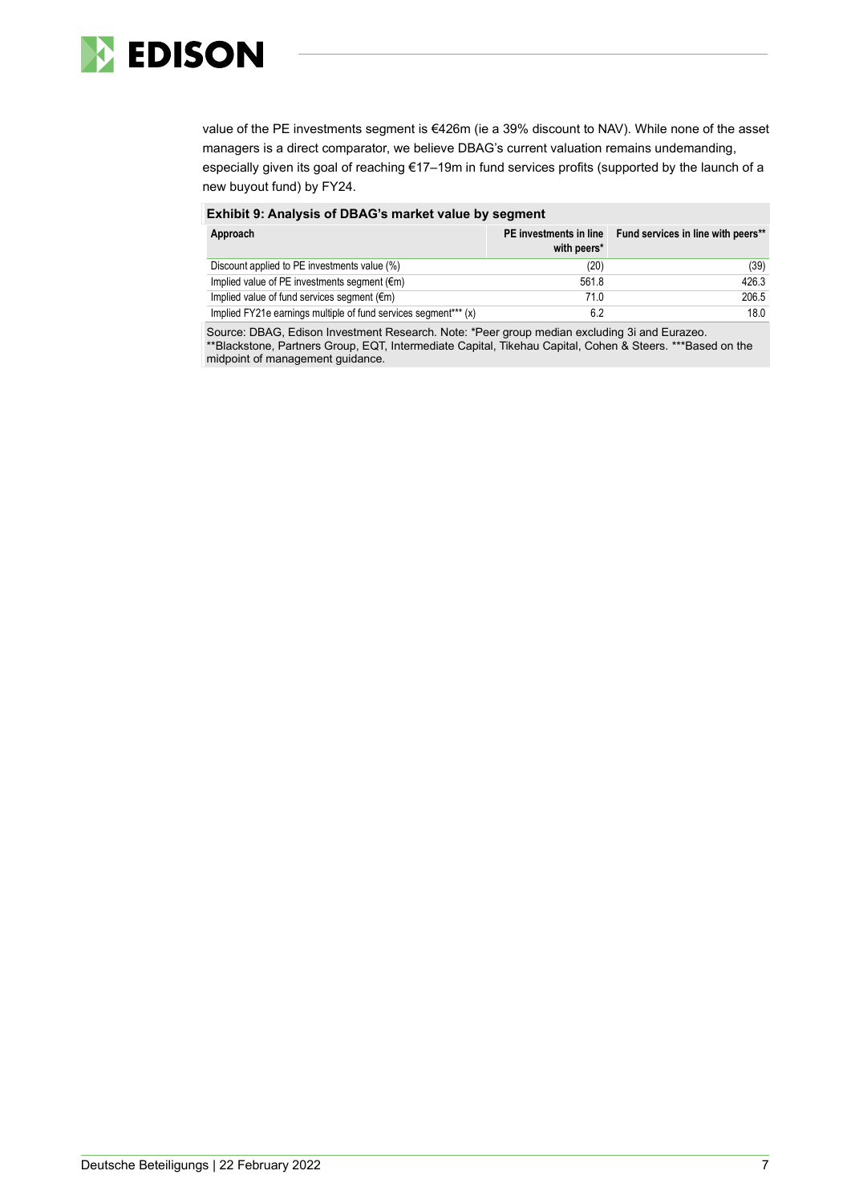value of the PE investments segment is €426m (ie a 39% discount to NAV). While none of the asset managers is a direct comparator, we believe DBAG's current valuation remains undemanding, especially given its goal of reaching €17–19m in fund services profits (supported by the launch of a new buyout fund) by FY24.

**Exhibit 9: Analysis of DBAG's market value by segment**

| Approach | PE investments in line with peers* | Fund services in line with peers** |
|---|---|---|
| Discount applied to PE investments value (%) | (20) | (39) |
| Implied value of PE investments segment (€m) | 561.8 | 426.3 |
| Implied value of fund services segment (€m) | 71.0 | 206.5 |
| Implied FY21e earnings multiple of fund services segment*** (x) | 6.2 | 18.0 |

Source: DBAG, Edison Investment Research. Note: *Peer group median excluding 3i and Eurazeo. **Blackstone, Partners Group, EQT, Intermediate Capital, Tikehau Capital, Cohen & Steers. ***Based on the midpoint of management guidance.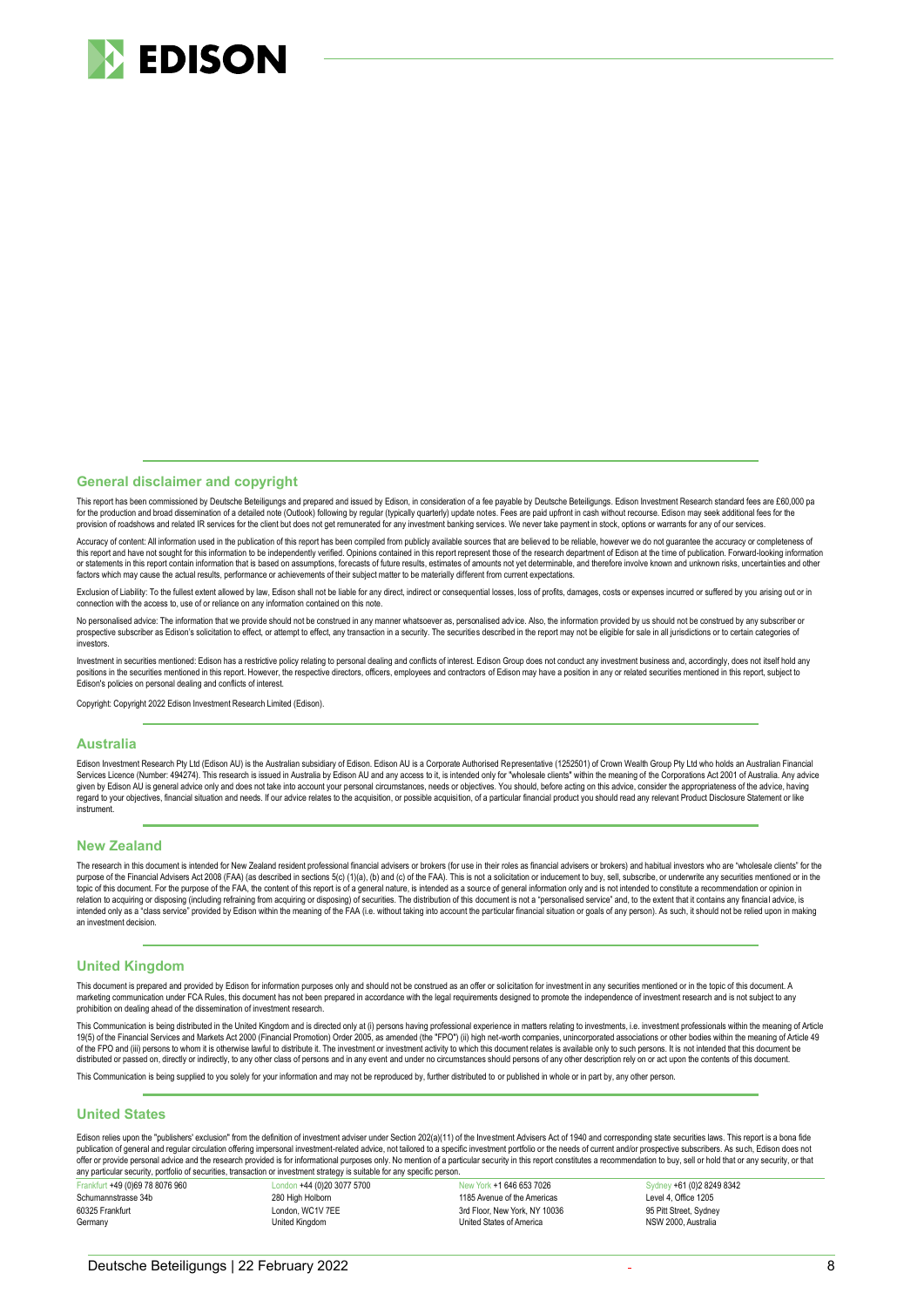## General disclaimer and copyright

This report has been commissioned by Deutsche Beteiligungs and prepared and issued by Edison, in consideration of a fee payable by Deutsche Beteiligungs. Edison Investment Research standard fees are £60,000 pa for the production and broad dissemination of a detailed note (Outlook) following by regular (typically quarterly) update notes. Fees are paid upfront in cash without recourse. Edison may seek additional fees for the provision of roadshows and related IR services for the client but does not get remunerated for any investment banking services. We never take payment in stock, options or warrants for any of our services.

Accuracy of content: All information used in the publication of this report has been compiled from publicly available sources that are believed to be reliable, however we do not guarantee the accuracy or completeness of this report and have not sought for this information to be independently verified. Opinions contained in this report represent those of the research department of Edison at the time of publication. Forward-looking information or statements in this report contain information that is based on assumptions, forecasts of future results, estimates of amounts not yet determinable, and therefore involve known and unknown risks, uncertainties and other factors which may cause the actual results, performance or achievements of their subject matter to be materially different from current expectations.

Exclusion of Liability: To the fullest extent allowed by law, Edison shall not be liable for any direct, indirect or consequential losses, loss of profits, damages, costs or expenses incurred or suffered by you arising out or in connection with the access to, use of or reliance on any information contained on this note.

No personalised advice: The information that we provide should not be construed in any manner whatsoever as, personalised advice. Also, the information provided by us should not be construed by any subscriber or prospective subscriber as Edison's solicitation to effect, or attempt to effect, any transaction in a security. The securities described in the report may not be eligible for sale in all jurisdictions or to certain categories of investors.

Investment in securities mentioned: Edison has a restrictive policy relating to personal dealing and conflicts of interest. Edison Group does not conduct any investment business and, accordingly, does not itself hold any positions in the securities mentioned in this report. However, the respective directors, officers, employees and contractors of Edison may have a position in any or related securities mentioned in this report, subject to Edison's policies on personal dealing and conflicts of interest.

Copyright: Copyright 2022 Edison Investment Research Limited (Edison).

## Australia

Edison Investment Research Pty Ltd (Edison AU) is the Australian subsidiary of Edison. Edison AU is a Corporate Authorised Representative (1252501) of Crown Wealth Group Pty Ltd who holds an Australian Financial Services Licence (Number: 494274). This research is issued in Australia by Edison AU and any access to it, is intended only for "wholesale clients" within the meaning of the Corporations Act 2001 of Australia. Any advice given by Edison AU is general advice only and does not take into account your personal circumstances, needs or objectives. You should, before acting on this advice, consider the appropriateness of the advice, having regard to your objectives, financial situation and needs. If our advice relates to the acquisition, or possible acquisition, of a particular financial product you should read any relevant Product Disclosure Statement or like instrument.

## New Zealand

The research in this document is intended for New Zealand resident professional financial advisers or brokers (for use in their roles as financial advisers or brokers) and habitual investors who are "wholesale clients" for the purpose of the Financial Advisers Act 2008 (FAA) (as described in sections 5(c) (1)(a), (b) and (c) of the FAA). This is not a solicitation or inducement to buy, sell, subscribe, or underwrite any securities mentioned or in the topic of this document. For the purpose of the FAA, the content of this report is of a general nature, is intended as a source of general information only and is not intended to constitute a recommendation or opinion in relation to acquiring or disposing (including refraining from acquiring or disposing) of securities. The distribution of this document is not a "personalised service" and, to the extent that it contains any financial advice, is intended only as a "class service" provided by Edison within the meaning of the FAA (i.e. without taking into account the particular financial situation or goals of any person). As such, it should not be relied upon in making an investment decision.

## United Kingdom

This document is prepared and provided by Edison for information purposes only and should not be construed as an offer or solicitation for investment in any securities mentioned or in the topic of this document. A marketing communication under FCA Rules, this document has not been prepared in accordance with the legal requirements designed to promote the independence of investment research and is not subject to any prohibition on dealing ahead of the dissemination of investment research.

This Communication is being distributed in the United Kingdom and is directed only at (i) persons having professional experience in matters relating to investments, i.e. investment professionals within the meaning of Article 19(5) of the Financial Services and Markets Act 2000 (Financial Promotion) Order 2005, as amended (the "FPO") (ii) high net-worth companies, unincorporated associations or other bodies within the meaning of Article 49 of the FPO and (iii) persons to whom it is otherwise lawful to distribute it. The investment or investment activity to which this document relates is available only to such persons. It is not intended that this document be distributed or passed on, directly or indirectly, to any other class of persons and in any event and under no circumstances should persons of any other description rely on or act upon the contents of this document.

This Communication is being supplied to you solely for your information and may not be reproduced by, further distributed to or published in whole or in part by, any other person.

## United States

Edison relies upon the "publishers' exclusion" from the definition of investment adviser under Section 202(a)(11) of the Investment Advisers Act of 1940 and corresponding state securities laws. This report is a bona fide publication of general and regular circulation offering impersonal investment-related advice, not tailored to a specific investment portfolio or the needs of current and/or prospective subscribers. As such, Edison does not offer or provide personal advice and the research provided is for informational purposes only. No mention of a particular security in this report constitutes a recommendation to buy, sell or hold that or any security, or that any particular security, portfolio of securities, transaction or investment strategy is suitable for any specific person.

Frankfurt +49 (0)69 78 8076 960
Schumannstrasse 34b
60325 Frankfurt
Germany

London +44 (0)20 3077 5700
280 High Holborn
London, WC1V 7EE
United Kingdom

New York +1 646 653 7026
1185 Avenue of the Americas
3rd Floor, New York, NY 10036
United States of America

Sydney +61 (0)2 8249 8342
Level 4, Office 1205
95 Pitt Street, Sydney
NSW 2000, Australia